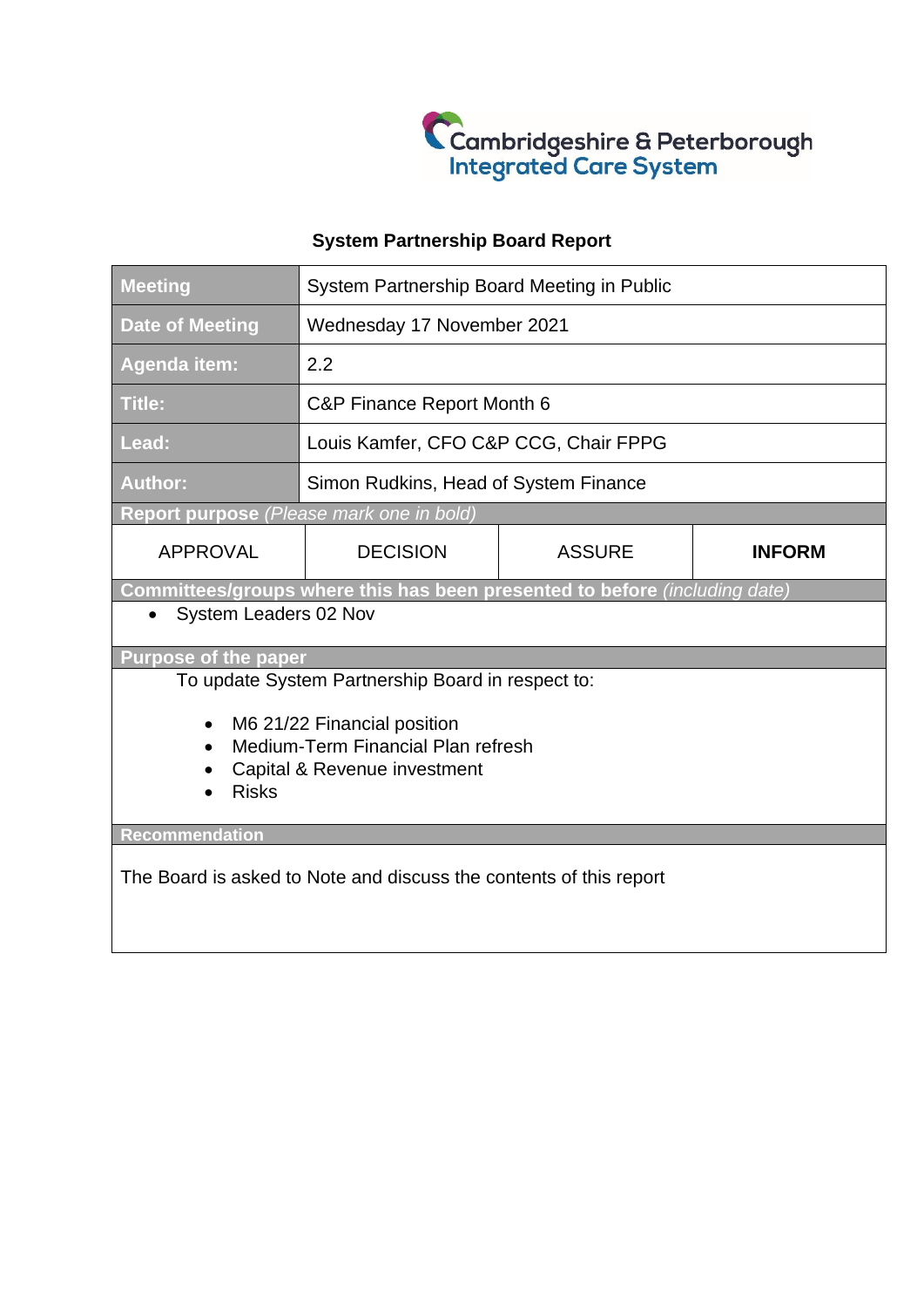Cambridgeshire & Peterborough
Integrated Care System

## System Partnership Board Report

| | |
|---|---|
| **Meeting** | System Partnership Board Meeting in Public |
| **Date of Meeting** | Wednesday 17 November 2021 |
| **Agenda item:** | 2.2 |
| **Title:** | C&P Finance Report Month 6 |
| **Lead:** | Louis Kamfer, CFO C&P CCG, Chair FPPG |
| **Author:** | Simon Rudkins, Head of System Finance |

**Report purpose** *(Please mark one in bold)*

| APPROVAL | DECISION | ASSURE | **INFORM** |
|---|---|---|---|

**Committees/groups where this has been presented to before** *(including date)*

- System Leaders 02 Nov

**Purpose of the paper**

To update System Partnership Board in respect to:

- M6 21/22 Financial position
- Medium-Term Financial Plan refresh
- Capital & Revenue investment
- Risks

**Recommendation**

The Board is asked to Note and discuss the contents of this report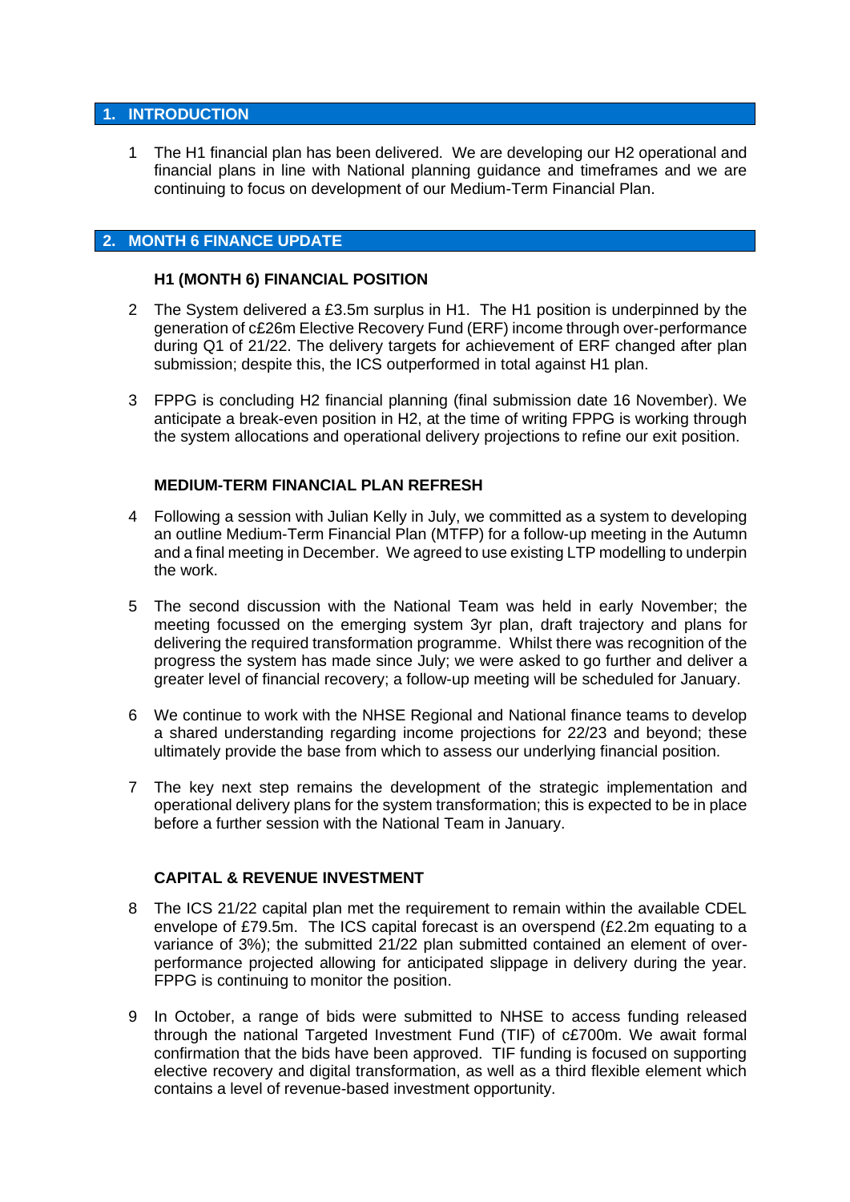## 1. INTRODUCTION

1 The H1 financial plan has been delivered. We are developing our H2 operational and financial plans in line with National planning guidance and timeframes and we are continuing to focus on development of our Medium-Term Financial Plan.

## 2. MONTH 6 FINANCE UPDATE

### H1 (MONTH 6) FINANCIAL POSITION

2 The System delivered a £3.5m surplus in H1. The H1 position is underpinned by the generation of c£26m Elective Recovery Fund (ERF) income through over-performance during Q1 of 21/22. The delivery targets for achievement of ERF changed after plan submission; despite this, the ICS outperformed in total against H1 plan.

3 FPPG is concluding H2 financial planning (final submission date 16 November). We anticipate a break-even position in H2, at the time of writing FPPG is working through the system allocations and operational delivery projections to refine our exit position.

### MEDIUM-TERM FINANCIAL PLAN REFRESH

4 Following a session with Julian Kelly in July, we committed as a system to developing an outline Medium-Term Financial Plan (MTFP) for a follow-up meeting in the Autumn and a final meeting in December. We agreed to use existing LTP modelling to underpin the work.

5 The second discussion with the National Team was held in early November; the meeting focussed on the emerging system 3yr plan, draft trajectory and plans for delivering the required transformation programme. Whilst there was recognition of the progress the system has made since July; we were asked to go further and deliver a greater level of financial recovery; a follow-up meeting will be scheduled for January.

6 We continue to work with the NHSE Regional and National finance teams to develop a shared understanding regarding income projections for 22/23 and beyond; these ultimately provide the base from which to assess our underlying financial position.

7 The key next step remains the development of the strategic implementation and operational delivery plans for the system transformation; this is expected to be in place before a further session with the National Team in January.

### CAPITAL & REVENUE INVESTMENT

8 The ICS 21/22 capital plan met the requirement to remain within the available CDEL envelope of £79.5m. The ICS capital forecast is an overspend (£2.2m equating to a variance of 3%); the submitted 21/22 plan submitted contained an element of over-performance projected allowing for anticipated slippage in delivery during the year. FPPG is continuing to monitor the position.

9 In October, a range of bids were submitted to NHSE to access funding released through the national Targeted Investment Fund (TIF) of c£700m. We await formal confirmation that the bids have been approved. TIF funding is focused on supporting elective recovery and digital transformation, as well as a third flexible element which contains a level of revenue-based investment opportunity.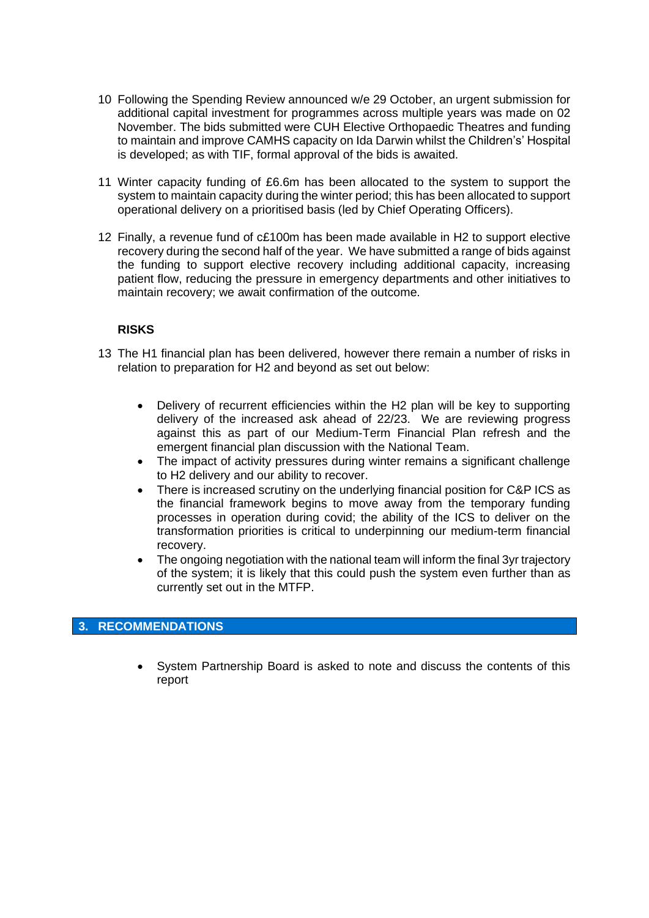10 Following the Spending Review announced w/e 29 October, an urgent submission for additional capital investment for programmes across multiple years was made on 02 November. The bids submitted were CUH Elective Orthopaedic Theatres and funding to maintain and improve CAMHS capacity on Ida Darwin whilst the Children's' Hospital is developed; as with TIF, formal approval of the bids is awaited.

11 Winter capacity funding of £6.6m has been allocated to the system to support the system to maintain capacity during the winter period; this has been allocated to support operational delivery on a prioritised basis (led by Chief Operating Officers).

12 Finally, a revenue fund of c£100m has been made available in H2 to support elective recovery during the second half of the year. We have submitted a range of bids against the funding to support elective recovery including additional capacity, increasing patient flow, reducing the pressure in emergency departments and other initiatives to maintain recovery; we await confirmation of the outcome.

**RISKS**

13 The H1 financial plan has been delivered, however there remain a number of risks in relation to preparation for H2 and beyond as set out below:

- Delivery of recurrent efficiencies within the H2 plan will be key to supporting delivery of the increased ask ahead of 22/23. We are reviewing progress against this as part of our Medium-Term Financial Plan refresh and the emergent financial plan discussion with the National Team.
- The impact of activity pressures during winter remains a significant challenge to H2 delivery and our ability to recover.
- There is increased scrutiny on the underlying financial position for C&P ICS as the financial framework begins to move away from the temporary funding processes in operation during covid; the ability of the ICS to deliver on the transformation priorities is critical to underpinning our medium-term financial recovery.
- The ongoing negotiation with the national team will inform the final 3yr trajectory of the system; it is likely that this could push the system even further than as currently set out in the MTFP.

## 3. RECOMMENDATIONS

- System Partnership Board is asked to note and discuss the contents of this report